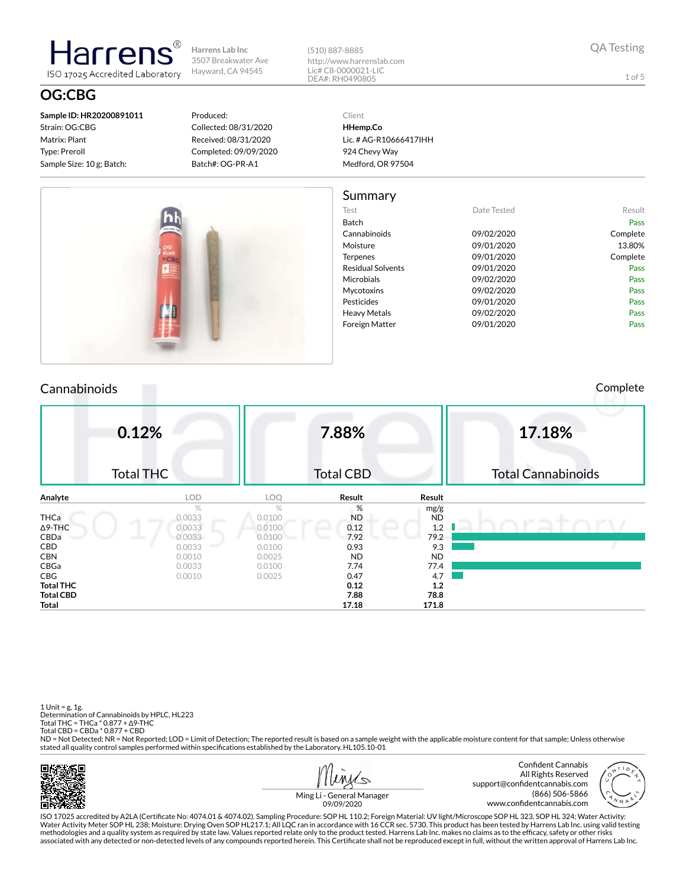# Harrens®

ISO 17025 Accredited Laboratory

Harrens Lab Inc
3507 Breakwater Ave
Hayward, CA 94545

(510) 887-8885
http://www.harrenslab.com
Lic# C8-0000021-LIC
DEA#: RH0490805

QA Testing

## OG:CBG

**Sample ID: HR20200891011**
Strain: OG:CBG
Matrix: Plant
Type: Preroll
Sample Size: 10 g; Batch:

Produced:
Collected: 08/31/2020
Received: 08/31/2020
Completed: 09/09/2020
Batch#: OG-PR-A1

Client
**HHemp.Co**
Lic. # AG-R10666417IHH
924 Chevy Way
Medford, OR 97504

## Summary

| Test | Date Tested | Result |
|---|---|---|
| Batch | | Pass |
| Cannabinoids | 09/02/2020 | Complete |
| Moisture | 09/01/2020 | 13.80% |
| Terpenes | 09/01/2020 | Complete |
| Residual Solvents | 09/01/2020 | Pass |
| Microbials | 09/02/2020 | Pass |
| Mycotoxins | 09/02/2020 | Pass |
| Pesticides | 09/01/2020 | Pass |
| Heavy Metals | 09/02/2020 | Pass |
| Foreign Matter | 09/01/2020 | Pass |

## Cannabinoids

Complete

| 0.12% | 7.88% | 17.18% |
|---|---|---|
| Total THC | Total CBD | Total Cannabinoids |

| Analyte | LOD | LOQ | Result | Result |
|---|---|---|---|---|
| | % | % | % | mg/g |
| THCa | 0.0033 | 0.0100 | ND | ND |
| Δ9-THC | 0.0033 | 0.0100 | 0.12 | 1.2 |
| CBDa | 0.0033 | 0.0100 | 7.92 | 79.2 |
| CBD | 0.0033 | 0.0100 | 0.93 | 9.3 |
| CBN | 0.0010 | 0.0025 | ND | ND |
| CBGa | 0.0033 | 0.0100 | 7.74 | 77.4 |
| CBG | 0.0010 | 0.0025 | 0.47 | 4.7 |
| **Total THC** | | | **0.12** | **1.2** |
| **Total CBD** | | | **7.88** | **78.8** |
| **Total** | | | **17.18** | **171.8** |

1 Unit = g, 1g.
Determination of Cannabinoids by HPLC, HL223
Total THC = THCa * 0.877 + Δ9-THC
Total CBD = CBDa * 0.877 + CBD
ND = Not Detected; NR = Not Reported; LOD = Limit of Detection; The reported result is based on a sample weight with the applicable moisture content for that sample; Unless otherwise stated all quality control samples performed within specifications established by the Laboratory. HL105.10-01

Ming Li - General Manager
09/09/2020

Confident Cannabis
All Rights Reserved
support@confidentcannabis.com
(866) 506-5866
www.confidentcannabis.com

ISO 17025 accredited by A2LA (Certificate No: 4074.01 & 4074.02). Sampling Procedure: SOP HL 110.2; Foreign Material: UV light/Microscope SOP HL 323, SOP HL 324; Water Activity: Water Activity Meter SOP HL 238; Moisture: Drying Oven SOP HL217.1; All LQC ran in accordance with 16 CCR sec. 5730. This product has been tested by Harrens Lab Inc. using valid testing methodologies and a quality system as required by state law. Values reported relate only to the product tested. Harrens Lab Inc. makes no claims as to the efficacy, safety or other risks associated with any detected or non-detected levels of any compounds reported herein. This Certificate shall not be reproduced except in full, without the written approval of Harrens Lab Inc.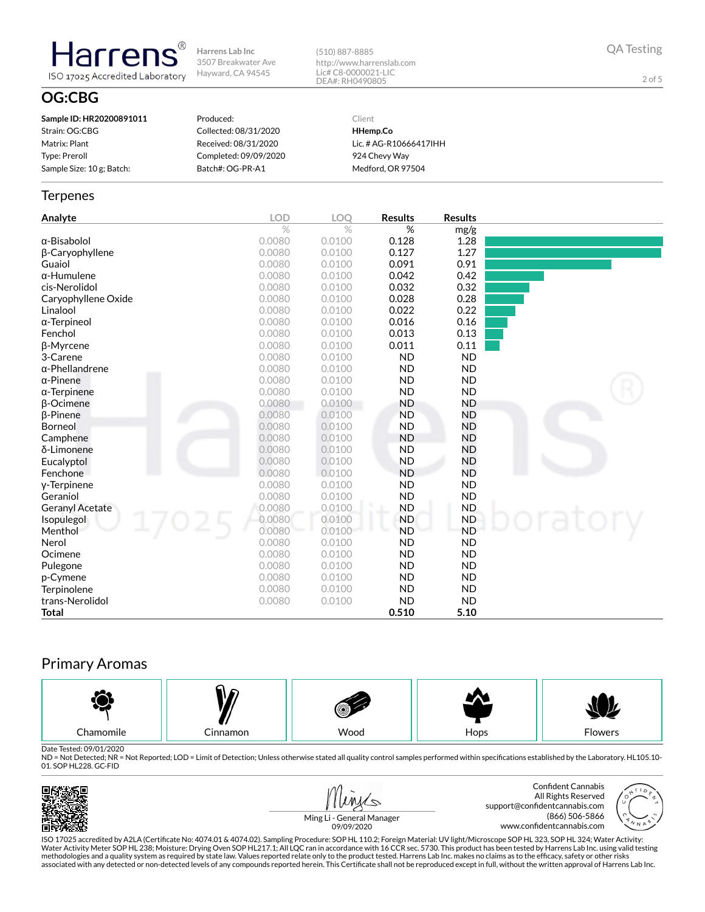Harrens®
ISO 17025 Accredited Laboratory

Harrens Lab Inc
3507 Breakwater Ave
Hayward, CA 94545

(510) 887-8885
http://www.harrenslab.com
Lic# C8-0000021-LIC
DEA#: RH0490805

QA Testing

# OG:CBG

**Sample ID: HR20200891011**
Strain: OG:CBG
Matrix: Plant
Type: Preroll
Sample Size: 10 g; Batch:

Produced:
Collected: 08/31/2020
Received: 08/31/2020
Completed: 09/09/2020
Batch#: OG-PR-A1

Client
**HHemp.Co**
Lic. # AG-R10666417IHH
924 Chevy Way
Medford, OR 97504

## Terpenes

| Analyte | LOD % | LOQ % | Results % | Results mg/g |
|---|---|---|---|---|
| α-Bisabolol | 0.0080 | 0.0100 | 0.128 | 1.28 |
| β-Caryophyllene | 0.0080 | 0.0100 | 0.127 | 1.27 |
| Guaiol | 0.0080 | 0.0100 | 0.091 | 0.91 |
| α-Humulene | 0.0080 | 0.0100 | 0.042 | 0.42 |
| cis-Nerolidol | 0.0080 | 0.0100 | 0.032 | 0.32 |
| Caryophyllene Oxide | 0.0080 | 0.0100 | 0.028 | 0.28 |
| Linalool | 0.0080 | 0.0100 | 0.022 | 0.22 |
| α-Terpineol | 0.0080 | 0.0100 | 0.016 | 0.16 |
| Fenchol | 0.0080 | 0.0100 | 0.013 | 0.13 |
| β-Myrcene | 0.0080 | 0.0100 | 0.011 | 0.11 |
| 3-Carene | 0.0080 | 0.0100 | ND | ND |
| α-Phellandrene | 0.0080 | 0.0100 | ND | ND |
| α-Pinene | 0.0080 | 0.0100 | ND | ND |
| α-Terpinene | 0.0080 | 0.0100 | ND | ND |
| β-Ocimene | 0.0080 | 0.0100 | ND | ND |
| β-Pinene | 0.0080 | 0.0100 | ND | ND |
| Borneol | 0.0080 | 0.0100 | ND | ND |
| Camphene | 0.0080 | 0.0100 | ND | ND |
| δ-Limonene | 0.0080 | 0.0100 | ND | ND |
| Eucalyptol | 0.0080 | 0.0100 | ND | ND |
| Fenchone | 0.0080 | 0.0100 | ND | ND |
| γ-Terpinene | 0.0080 | 0.0100 | ND | ND |
| Geraniol | 0.0080 | 0.0100 | ND | ND |
| Geranyl Acetate | 0.0080 | 0.0100 | ND | ND |
| Isopulegol | 0.0080 | 0.0100 | ND | ND |
| Menthol | 0.0080 | 0.0100 | ND | ND |
| Nerol | 0.0080 | 0.0100 | ND | ND |
| Ocimene | 0.0080 | 0.0100 | ND | ND |
| Pulegone | 0.0080 | 0.0100 | ND | ND |
| p-Cymene | 0.0080 | 0.0100 | ND | ND |
| Terpinolene | 0.0080 | 0.0100 | ND | ND |
| trans-Nerolidol | 0.0080 | 0.0100 | ND | ND |
| **Total** | | | **0.510** | **5.10** |

## Primary Aromas

| Chamomile | Cinnamon | Wood | Hops | Flowers |
|---|---|---|---|---|

Date Tested: 09/01/2020
ND = Not Detected; NR = Not Reported; LOD = Limit of Detection; Unless otherwise stated all quality control samples performed within specifications established by the Laboratory. HL105.10-01. SOP HL228. GC-FID

Ming Li - General Manager
09/09/2020

Confident Cannabis
All Rights Reserved
support@confidentcannabis.com
(866) 506-5866
www.confidentcannabis.com

ISO 17025 accredited by A2LA (Certificate No: 4074.01 & 4074.02). Sampling Procedure: SOP HL 110.2; Foreign Material: UV light/Microscope SOP HL 323, SOP HL 324; Water Activity: Water Activity Meter SOP HL 238; Moisture: Drying Oven SOP HL217.1; All LQC ran in accordance with 16 CCR sec. 5730. This product has been tested by Harrens Lab Inc. using valid testing methodologies and a quality system as required by state law. Values reported relate only to the product tested. Harrens Lab Inc. makes no claims as to the efficacy, safety or other risks associated with any detected or non-detected levels of any compounds reported herein. This Certificate shall not be reproduced except in full, without the written approval of Harrens Lab Inc.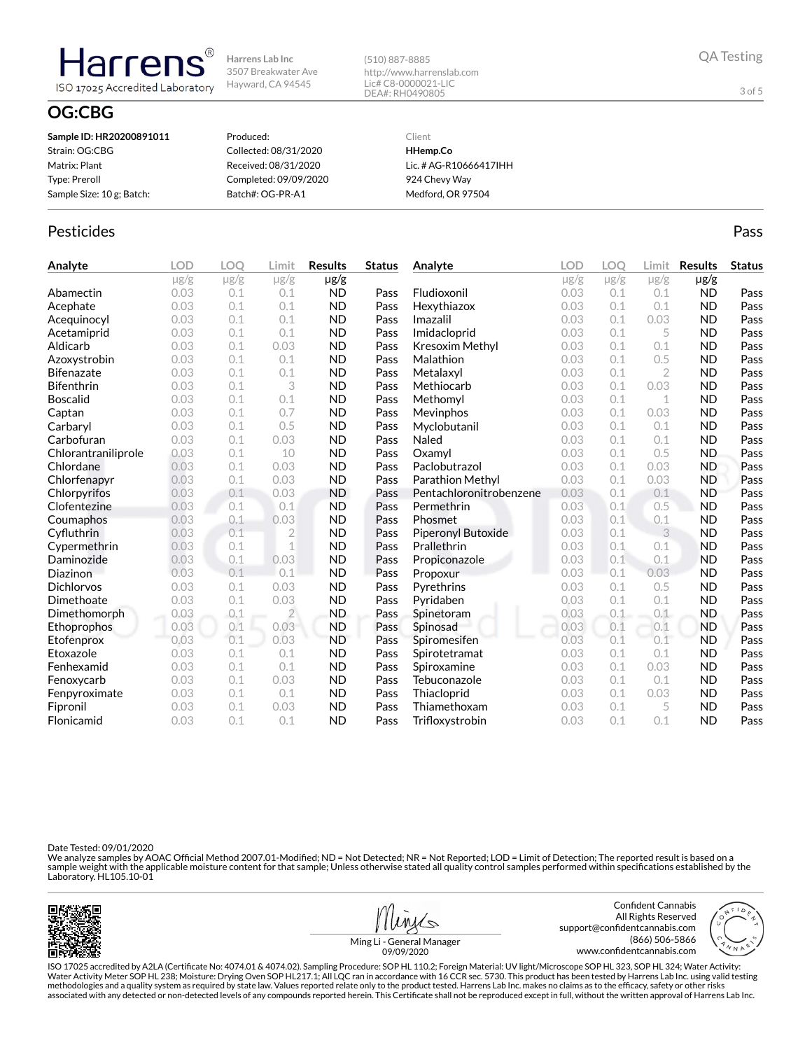**Harrens**® ISO 17025 Accredited Laboratory

Harrens Lab Inc
3507 Breakwater Ave
Hayward, CA 94545

(510) 887-8885
http://www.harrenslab.com
Lic# C8-0000021-LIC
DEA#: RH0490805

QA Testing

# OG:CBG

**Sample ID: HR20200891011**
Strain: OG:CBG
Matrix: Plant
Type: Preroll
Sample Size: 10 g; Batch:

Produced:
Collected: 08/31/2020
Received: 08/31/2020
Completed: 09/09/2020
Batch#: OG-PR-A1

Client
**HHemp.Co**
Lic. # AG-R10666417IHH
924 Chevy Way
Medford, OR 97504

## Pesticides

Pass

| Analyte | LOD | LOQ | Limit | Results | Status |
|---|---|---|---|---|---|
| | μg/g | μg/g | μg/g | μg/g | |
| Abamectin | 0.03 | 0.1 | 0.1 | ND | Pass |
| Acephate | 0.03 | 0.1 | 0.1 | ND | Pass |
| Acequinocyl | 0.03 | 0.1 | 0.1 | ND | Pass |
| Acetamiprid | 0.03 | 0.1 | 0.1 | ND | Pass |
| Aldicarb | 0.03 | 0.1 | 0.03 | ND | Pass |
| Azoxystrobin | 0.03 | 0.1 | 0.1 | ND | Pass |
| Bifenazate | 0.03 | 0.1 | 0.1 | ND | Pass |
| Bifenthrin | 0.03 | 0.1 | 3 | ND | Pass |
| Boscalid | 0.03 | 0.1 | 0.1 | ND | Pass |
| Captan | 0.03 | 0.1 | 0.7 | ND | Pass |
| Carbaryl | 0.03 | 0.1 | 0.5 | ND | Pass |
| Carbofuran | 0.03 | 0.1 | 0.03 | ND | Pass |
| Chlorantraniliprole | 0.03 | 0.1 | 10 | ND | Pass |
| Chlordane | 0.03 | 0.1 | 0.03 | ND | Pass |
| Chlorfenapyr | 0.03 | 0.1 | 0.03 | ND | Pass |
| Chlorpyrifos | 0.03 | 0.1 | 0.03 | ND | Pass |
| Clofentezine | 0.03 | 0.1 | 0.1 | ND | Pass |
| Coumaphos | 0.03 | 0.1 | 0.03 | ND | Pass |
| Cyfluthrin | 0.03 | 0.1 | 2 | ND | Pass |
| Cypermethrin | 0.03 | 0.1 | 1 | ND | Pass |
| Daminozide | 0.03 | 0.1 | 0.03 | ND | Pass |
| Diazinon | 0.03 | 0.1 | 0.1 | ND | Pass |
| Dichlorvos | 0.03 | 0.1 | 0.03 | ND | Pass |
| Dimethoate | 0.03 | 0.1 | 0.03 | ND | Pass |
| Dimethomorph | 0.03 | 0.1 | 2 | ND | Pass |
| Ethoprophos | 0.03 | 0.1 | 0.03 | ND | Pass |
| Etofenprox | 0.03 | 0.1 | 0.03 | ND | Pass |
| Etoxazole | 0.03 | 0.1 | 0.1 | ND | Pass |
| Fenhexamid | 0.03 | 0.1 | 0.1 | ND | Pass |
| Fenoxycarb | 0.03 | 0.1 | 0.03 | ND | Pass |
| Fenpyroximate | 0.03 | 0.1 | 0.1 | ND | Pass |
| Fipronil | 0.03 | 0.1 | 0.03 | ND | Pass |
| Flonicamid | 0.03 | 0.1 | 0.1 | ND | Pass |
| Fludioxonil | 0.03 | 0.1 | 0.1 | ND | Pass |
| Hexythiazox | 0.03 | 0.1 | 0.1 | ND | Pass |
| Imazalil | 0.03 | 0.1 | 0.03 | ND | Pass |
| Imidacloprid | 0.03 | 0.1 | 5 | ND | Pass |
| Kresoxim Methyl | 0.03 | 0.1 | 0.1 | ND | Pass |
| Malathion | 0.03 | 0.1 | 0.5 | ND | Pass |
| Metalaxyl | 0.03 | 0.1 | 2 | ND | Pass |
| Methiocarb | 0.03 | 0.1 | 0.03 | ND | Pass |
| Methomyl | 0.03 | 0.1 | 1 | ND | Pass |
| Mevinphos | 0.03 | 0.1 | 0.03 | ND | Pass |
| Myclobutanil | 0.03 | 0.1 | 0.1 | ND | Pass |
| Naled | 0.03 | 0.1 | 0.1 | ND | Pass |
| Oxamyl | 0.03 | 0.1 | 0.5 | ND | Pass |
| Paclobutrazol | 0.03 | 0.1 | 0.03 | ND | Pass |
| Parathion Methyl | 0.03 | 0.1 | 0.03 | ND | Pass |
| Pentachloronitrobenzene | 0.03 | 0.1 | 0.1 | ND | Pass |
| Permethrin | 0.03 | 0.1 | 0.5 | ND | Pass |
| Phosmet | 0.03 | 0.1 | 0.1 | ND | Pass |
| Piperonyl Butoxide | 0.03 | 0.1 | 3 | ND | Pass |
| Prallethrin | 0.03 | 0.1 | 0.1 | ND | Pass |
| Propiconazole | 0.03 | 0.1 | 0.1 | ND | Pass |
| Propoxur | 0.03 | 0.1 | 0.03 | ND | Pass |
| Pyrethrins | 0.03 | 0.1 | 0.5 | ND | Pass |
| Pyridaben | 0.03 | 0.1 | 0.1 | ND | Pass |
| Spinetoram | 0.03 | 0.1 | 0.1 | ND | Pass |
| Spinosad | 0.03 | 0.1 | 0.1 | ND | Pass |
| Spiromesifen | 0.03 | 0.1 | 0.1 | ND | Pass |
| Spirotetramat | 0.03 | 0.1 | 0.1 | ND | Pass |
| Spiroxamine | 0.03 | 0.1 | 0.03 | ND | Pass |
| Tebuconazole | 0.03 | 0.1 | 0.1 | ND | Pass |
| Thiacloprid | 0.03 | 0.1 | 0.03 | ND | Pass |
| Thiamethoxam | 0.03 | 0.1 | 5 | ND | Pass |
| Trifloxystrobin | 0.03 | 0.1 | 0.1 | ND | Pass |

Date Tested: 09/01/2020
We analyze samples by AOAC Official Method 2007.01-Modified; ND = Not Detected; NR = Not Reported; LOD = Limit of Detection; The reported result is based on a sample weight with the applicable moisture content for that sample; Unless otherwise stated all quality control samples performed within specifications established by the Laboratory. HL105.10-01

Ming Li - General Manager
09/09/2020

Confident Cannabis
All Rights Reserved
support@confidentcannabis.com
(866) 506-5866
www.confidentcannabis.com

ISO 17025 accredited by A2LA (Certificate No: 4074.01 & 4074.02). Sampling Procedure: SOP HL 110.2; Foreign Material: UV light/Microscope SOP HL 323, SOP HL 324; Water Activity: Water Activity Meter SOP HL 238; Moisture: Drying Oven SOP HL217.1; All LQC ran in accordance with 16 CCR sec. 5730. This product has been tested by Harrens Lab Inc. using valid testing methodologies and a quality system as required by state law. Values reported relate only to the product tested. Harrens Lab Inc. makes no claims as to the efficacy, safety or other risks associated with any detected or non-detected levels of any compounds reported herein. This Certificate shall not be reproduced except in full, without the written approval of Harrens Lab Inc.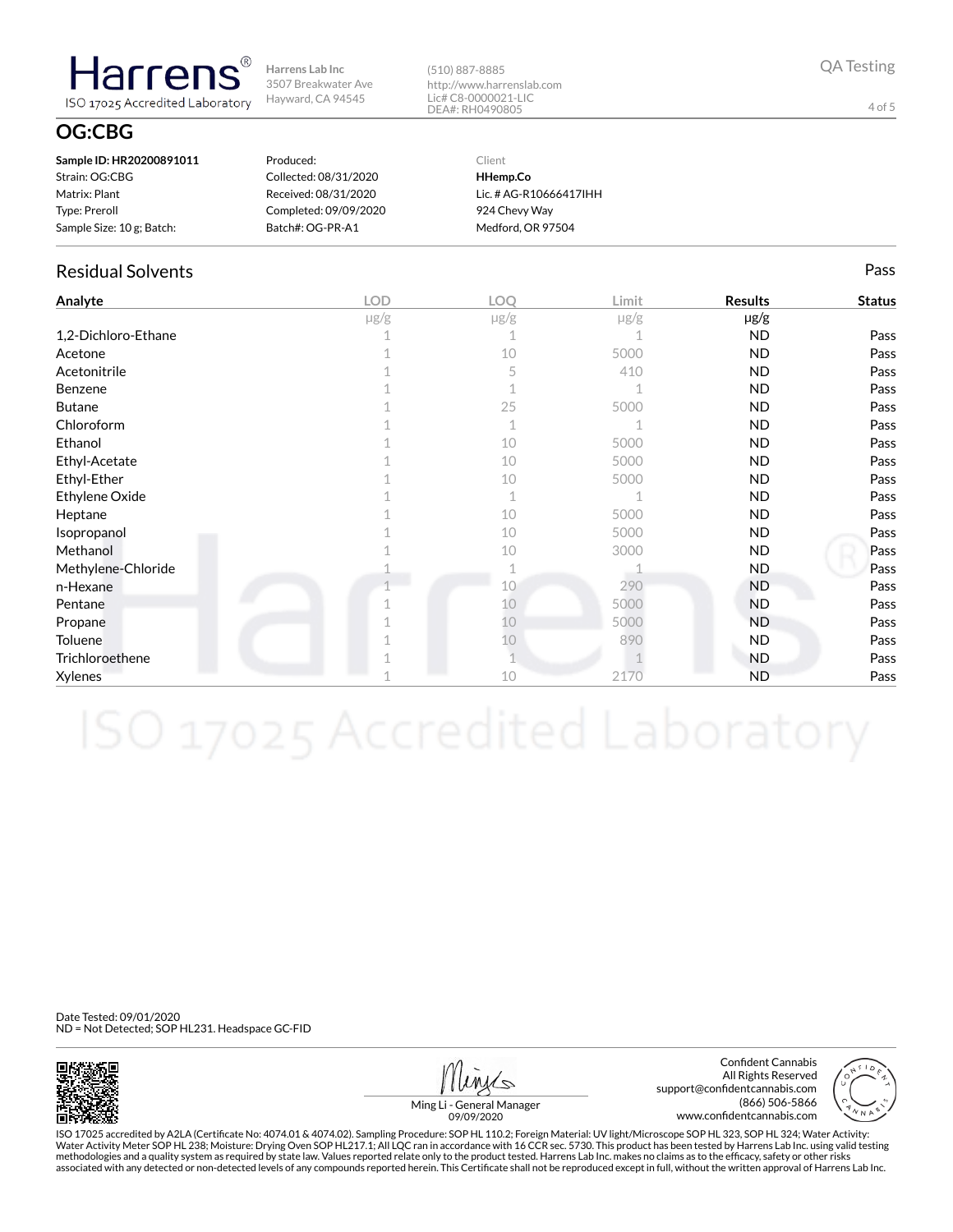Harrens® ISO 17025 Accredited Laboratory

Harrens Lab Inc
3507 Breakwater Ave
Hayward, CA 94545

(510) 887-8885
http://www.harrenslab.com
Lic# C8-0000021-LIC
DEA#: RH0490805

QA Testing

# OG:CBG

**Sample ID: HR20200891011**
Strain: OG:CBG
Matrix: Plant
Type: Preroll
Sample Size: 10 g; Batch:

Produced:
Collected: 08/31/2020
Received: 08/31/2020
Completed: 09/09/2020
Batch#: OG-PR-A1

Client
**HHemp.Co**
Lic. # AG-R10666417IHH
924 Chevy Way
Medford, OR 97504

## Residual Solvents

Pass

| Analyte | LOD | LOQ | Limit | Results | Status |
|---|---|---|---|---|---|
| | μg/g | μg/g | μg/g | μg/g | |
| 1,2-Dichloro-Ethane | 1 | 1 | 1 | ND | Pass |
| Acetone | 1 | 10 | 5000 | ND | Pass |
| Acetonitrile | 1 | 5 | 410 | ND | Pass |
| Benzene | 1 | 1 | 1 | ND | Pass |
| Butane | 1 | 25 | 5000 | ND | Pass |
| Chloroform | 1 | 1 | 1 | ND | Pass |
| Ethanol | 1 | 10 | 5000 | ND | Pass |
| Ethyl-Acetate | 1 | 10 | 5000 | ND | Pass |
| Ethyl-Ether | 1 | 10 | 5000 | ND | Pass |
| Ethylene Oxide | 1 | 1 | 1 | ND | Pass |
| Heptane | 1 | 10 | 5000 | ND | Pass |
| Isopropanol | 1 | 10 | 5000 | ND | Pass |
| Methanol | 1 | 10 | 3000 | ND | Pass |
| Methylene-Chloride | 1 | 1 | 1 | ND | Pass |
| n-Hexane | 1 | 10 | 290 | ND | Pass |
| Pentane | 1 | 10 | 5000 | ND | Pass |
| Propane | 1 | 10 | 5000 | ND | Pass |
| Toluene | 1 | 10 | 890 | ND | Pass |
| Trichloroethene | 1 | 1 | 1 | ND | Pass |
| Xylenes | 1 | 10 | 2170 | ND | Pass |

Date Tested: 09/01/2020
ND = Not Detected; SOP HL231. Headspace GC-FID

Ming Li - General Manager
09/09/2020

Confident Cannabis
All Rights Reserved
support@confidentcannabis.com
(866) 506-5866
www.confidentcannabis.com

ISO 17025 accredited by A2LA (Certificate No: 4074.01 & 4074.02). Sampling Procedure: SOP HL 110.2; Foreign Material: UV light/Microscope SOP HL 323, SOP HL 324; Water Activity: Water Activity Meter SOP HL 238; Moisture: Drying Oven SOP HL217.1; All LQC ran in accordance with 16 CCR sec. 5730. This product has been tested by Harrens Lab Inc. using valid testing methodologies and a quality system as required by state law. Values reported relate only to the product tested. Harrens Lab Inc. makes no claims as to the efficacy, safety or other risks associated with any detected or non-detected levels of any compounds reported herein. This Certificate shall not be reproduced except in full, without the written approval of Harrens Lab Inc.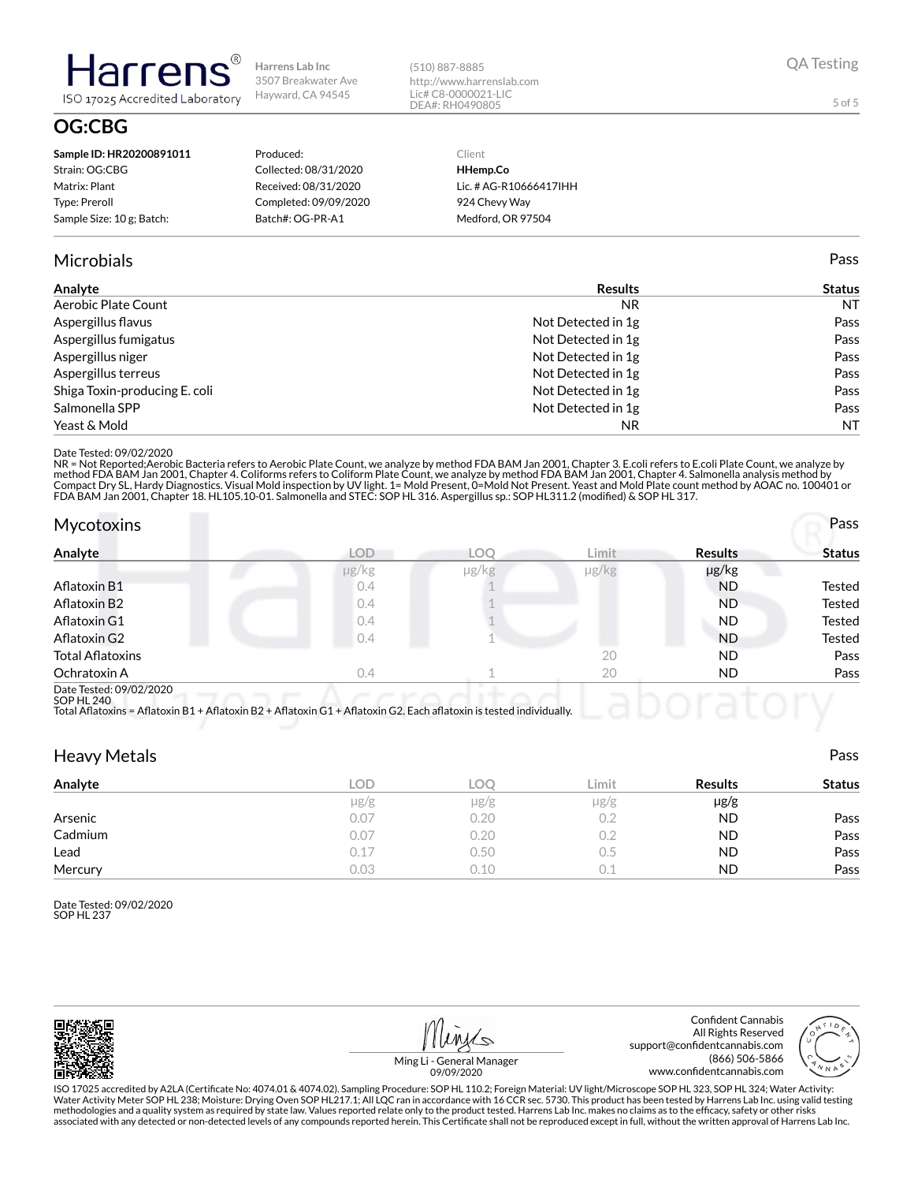Harrens® ISO 17025 Accredited Laboratory

Harrens Lab Inc
3507 Breakwater Ave
Hayward, CA 94545

(510) 887-8885
http://www.harrenslab.com
Lic# C8-0000021-LIC
DEA#: RH0490805

QA Testing

# OG:CBG

**Sample ID: HR20200891011**
Strain: OG:CBG
Matrix: Plant
Type: Preroll
Sample Size: 10 g; Batch:

Produced:
Collected: 08/31/2020
Received: 08/31/2020
Completed: 09/09/2020
Batch#: OG-PR-A1

Client
**HHemp.Co**
Lic. # AG-R10666417IHH
924 Chevy Way
Medford, OR 97504

## Microbials

Pass

| Analyte | Results | Status |
|---|---|---|
| Aerobic Plate Count | NR | NT |
| Aspergillus flavus | Not Detected in 1g | Pass |
| Aspergillus fumigatus | Not Detected in 1g | Pass |
| Aspergillus niger | Not Detected in 1g | Pass |
| Aspergillus terreus | Not Detected in 1g | Pass |
| Shiga Toxin-producing E. coli | Not Detected in 1g | Pass |
| Salmonella SPP | Not Detected in 1g | Pass |
| Yeast & Mold | NR | NT |

Date Tested: 09/02/2020
NR = Not Reported;Aerobic Bacteria refers to Aerobic Plate Count, we analyze by method FDA BAM Jan 2001, Chapter 3. E.coli refers to E.coli Plate Count, we analyze by method FDA BAM Jan 2001, Chapter 4. Coliforms refers to Coliform Plate Count, we analyze by method FDA BAM Jan 2001, Chapter 4. Salmonella analysis method by Compact Dry SL, Hardy Diagnostics. Visual Mold inspection by UV light. 1= Mold Present, 0=Mold Not Present. Yeast and Mold Plate count method by AOAC no. 100401 or FDA BAM Jan 2001, Chapter 18. HL105.10-01. Salmonella and STEC: SOP HL 316. Aspergillus sp.: SOP HL311.2 (modified) & SOP HL 317.

## Mycotoxins

Pass

| Analyte | LOD | LOQ | Limit | Results | Status |
|---|---|---|---|---|---|
| | μg/kg | μg/kg | μg/kg | μg/kg | |
| Aflatoxin B1 | 0.4 | 1 | | ND | Tested |
| Aflatoxin B2 | 0.4 | 1 | | ND | Tested |
| Aflatoxin G1 | 0.4 | 1 | | ND | Tested |
| Aflatoxin G2 | 0.4 | 1 | | ND | Tested |
| Total Aflatoxins | | | 20 | ND | Pass |
| Ochratoxin A | 0.4 | 1 | 20 | ND | Pass |

Date Tested: 09/02/2020
SOP HL 240
Total Aflatoxins = Aflatoxin B1 + Aflatoxin B2 + Aflatoxin G1 + Aflatoxin G2. Each aflatoxin is tested individually.

## Heavy Metals

Pass

| Analyte | LOD | LOQ | Limit | Results | Status |
|---|---|---|---|---|---|
| | μg/g | μg/g | μg/g | μg/g | |
| Arsenic | 0.07 | 0.20 | 0.2 | ND | Pass |
| Cadmium | 0.07 | 0.20 | 0.2 | ND | Pass |
| Lead | 0.17 | 0.50 | 0.5 | ND | Pass |
| Mercury | 0.03 | 0.10 | 0.1 | ND | Pass |

Date Tested: 09/02/2020
SOP HL 237

Ming Li - General Manager
09/09/2020

Confident Cannabis
All Rights Reserved
support@confidentcannabis.com
(866) 506-5866
www.confidentcannabis.com

ISO 17025 accredited by A2LA (Certificate No: 4074.01 & 4074.02). Sampling Procedure: SOP HL 110.2; Foreign Material: UV light/Microscope SOP HL 323, SOP HL 324; Water Activity: Water Activity Meter SOP HL 238; Moisture: Drying Oven SOP HL217.1; All LQC ran in accordance with 16 CCR sec. 5730. This product has been tested by Harrens Lab Inc. using valid testing methodologies and a quality system as required by state law. Values reported relate only to the product tested. Harrens Lab Inc. makes no claims as to the efficacy, safety or other risks associated with any detected or non-detected levels of any compounds reported herein. This Certificate shall not be reproduced except in full, without the written approval of Harrens Lab Inc.